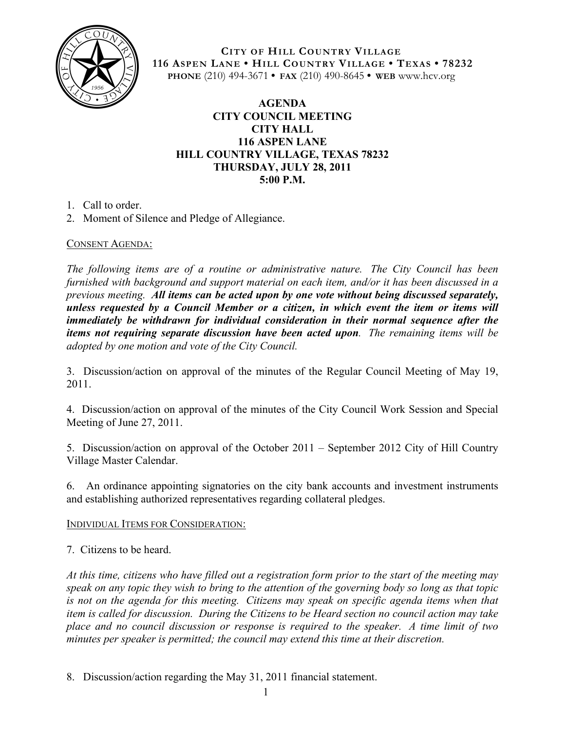**CITY OF HILL COUNTRY VILLAGE**
**116 ASPEN LANE • HILL COUNTRY VILLAGE • TEXAS • 78232**
**PHONE** (210) 494-3671 • **FAX** (210) 490-8645 • **WEB** www.hcv.org

# AGENDA
## CITY COUNCIL MEETING
### CITY HALL
### 116 ASPEN LANE
### HILL COUNTRY VILLAGE, TEXAS 78232
### THURSDAY, JULY 28, 2011
### 5:00 P.M.

1. Call to order.
2. Moment of Silence and Pledge of Allegiance.

CONSENT AGENDA:

*The following items are of a routine or administrative nature. The City Council has been furnished with background and support material on each item, and/or it has been discussed in a previous meeting.* ***All items can be acted upon by one vote without being discussed separately, unless requested by a Council Member or a citizen, in which event the item or items will immediately be withdrawn for individual consideration in their normal sequence after the items not requiring separate discussion have been acted upon****. The remaining items will be adopted by one motion and vote of the City Council.*

3. Discussion/action on approval of the minutes of the Regular Council Meeting of May 19, 2011.

4. Discussion/action on approval of the minutes of the City Council Work Session and Special Meeting of June 27, 2011.

5. Discussion/action on approval of the October 2011 – September 2012 City of Hill Country Village Master Calendar.

6. An ordinance appointing signatories on the city bank accounts and investment instruments and establishing authorized representatives regarding collateral pledges.

INDIVIDUAL ITEMS FOR CONSIDERATION:

7. Citizens to be heard.

*At this time, citizens who have filled out a registration form prior to the start of the meeting may speak on any topic they wish to bring to the attention of the governing body so long as that topic is not on the agenda for this meeting. Citizens may speak on specific agenda items when that item is called for discussion. During the Citizens to be Heard section no council action may take place and no council discussion or response is required to the speaker. A time limit of two minutes per speaker is permitted; the council may extend this time at their discretion.*

8. Discussion/action regarding the May 31, 2011 financial statement.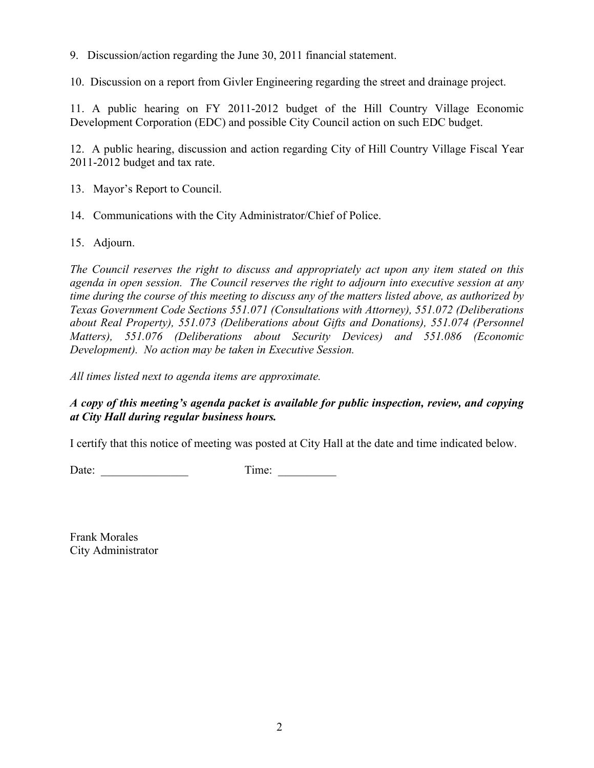9. Discussion/action regarding the June 30, 2011 financial statement.

10. Discussion on a report from Givler Engineering regarding the street and drainage project.

11. A public hearing on FY 2011-2012 budget of the Hill Country Village Economic Development Corporation (EDC) and possible City Council action on such EDC budget.

12. A public hearing, discussion and action regarding City of Hill Country Village Fiscal Year 2011-2012 budget and tax rate.

13. Mayor's Report to Council.

14. Communications with the City Administrator/Chief of Police.

15. Adjourn.

*The Council reserves the right to discuss and appropriately act upon any item stated on this agenda in open session. The Council reserves the right to adjourn into executive session at any time during the course of this meeting to discuss any of the matters listed above, as authorized by Texas Government Code Sections 551.071 (Consultations with Attorney), 551.072 (Deliberations about Real Property), 551.073 (Deliberations about Gifts and Donations), 551.074 (Personnel Matters), 551.076 (Deliberations about Security Devices) and 551.086 (Economic Development). No action may be taken in Executive Session.*

*All times listed next to agenda items are approximate.*

***A copy of this meeting's agenda packet is available for public inspection, review, and copying at City Hall during regular business hours.***

I certify that this notice of meeting was posted at City Hall at the date and time indicated below.

Date: _______________ Time: __________

Frank Morales
City Administrator